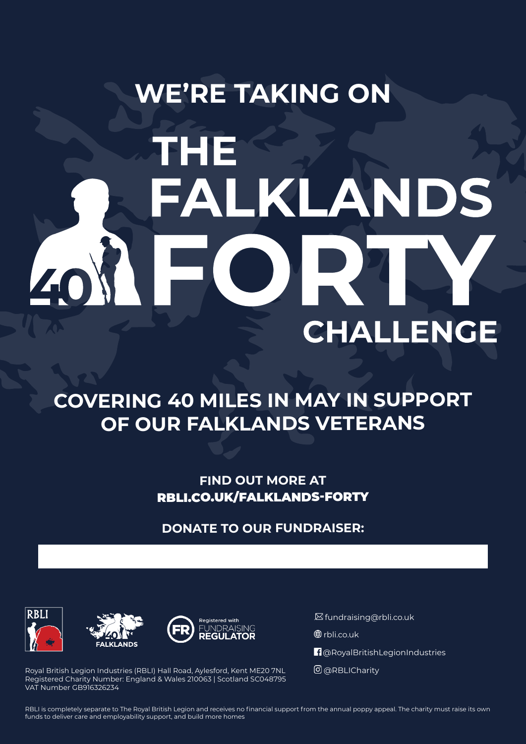# WE'RE TAKING ON

# THE FALKLANDS FORTY CHALLENGE

## COVERING 40 MILES IN MAY IN SUPPORT OF OUR FALKLANDS VETERANS

**FIND OUT MORE AT**
**RBLI.CO.UK/FALKLANDS-FORTY**

**DONATE TO OUR FUNDRAISER:**

RBLI

40 FALKLANDS

Registered with FUNDRAISING REGULATOR

fundraising@rbli.co.uk

rbli.co.uk

@RoyalBritishLegionIndustries

@RBLICharity

Royal British Legion Industries (RBLI) Hall Road, Aylesford, Kent ME20 7NL
Registered Charity Number: England & Wales 210063 | Scotland SC048795
VAT Number GB916326234

RBLI is completely separate to The Royal British Legion and receives no financial support from the annual poppy appeal. The charity must raise its own funds to deliver care and employability support, and build more homes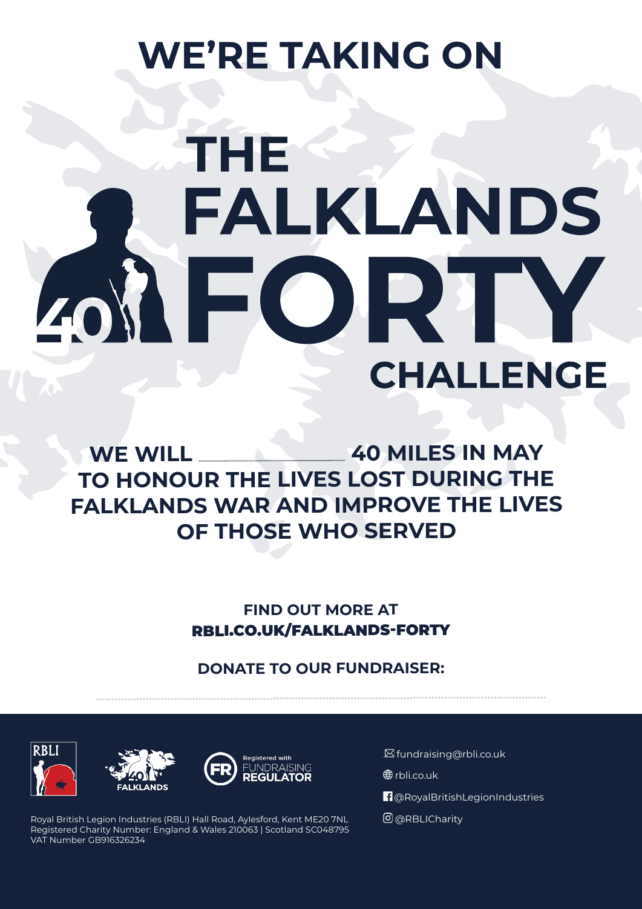# WE'RE TAKING ON

# THE FALKLANDS FORTY CHALLENGE

## WE WILL ____________ 40 MILES IN MAY TO HONOUR THE LIVES LOST DURING THE FALKLANDS WAR AND IMPROVE THE LIVES OF THOSE WHO SERVED

**FIND OUT MORE AT**
**RBLI.CO.UK/FALKLANDS-FORTY**

**DONATE TO OUR FUNDRAISER:**

..........................................................................................................

RBLI

40 FALKLANDS

Registered with FUNDRAISING REGULATOR

Royal British Legion Industries (RBLI) Hall Road, Aylesford, Kent ME20 7NL
Registered Charity Number: England & Wales 210063 | Scotland SC048795
VAT Number GB916326234

- fundraising@rbli.co.uk
- rbli.co.uk
- @RoyalBritishLegionIndustries
- @RBLICharity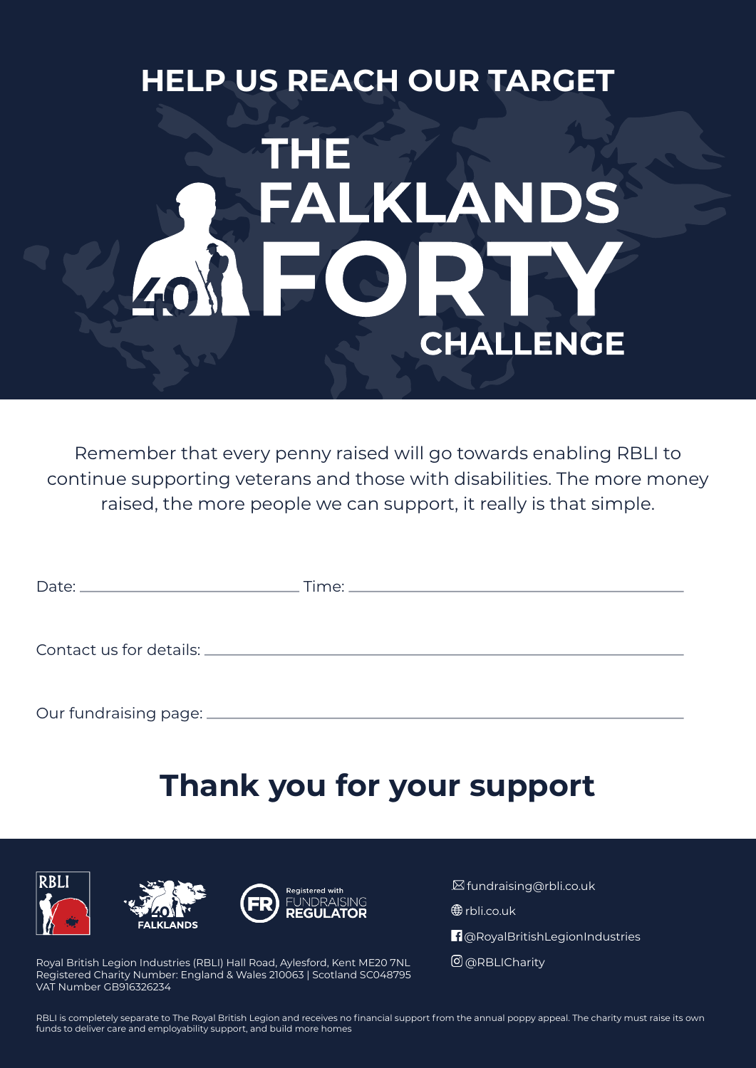## HELP US REACH OUR TARGET

# THE FALKLANDS FORTY CHALLENGE

Remember that every penny raised will go towards enabling RBLI to continue supporting veterans and those with disabilities. The more money raised, the more people we can support, it really is that simple.

Date: ______________________ Time: ______________________

Contact us for details: ______________________

Our fundraising page: ______________________

## Thank you for your support

Registered with FUNDRAISING REGULATOR

fundraising@rbli.co.uk

rbli.co.uk

@RoyalBritishLegionIndustries

@RBLICharity

Royal British Legion Industries (RBLI) Hall Road, Aylesford, Kent ME20 7NL
Registered Charity Number: England & Wales 210063 | Scotland SC048795
VAT Number GB916326234

RBLI is completely separate to The Royal British Legion and receives no financial support from the annual poppy appeal. The charity must raise its own funds to deliver care and employability support, and build more homes